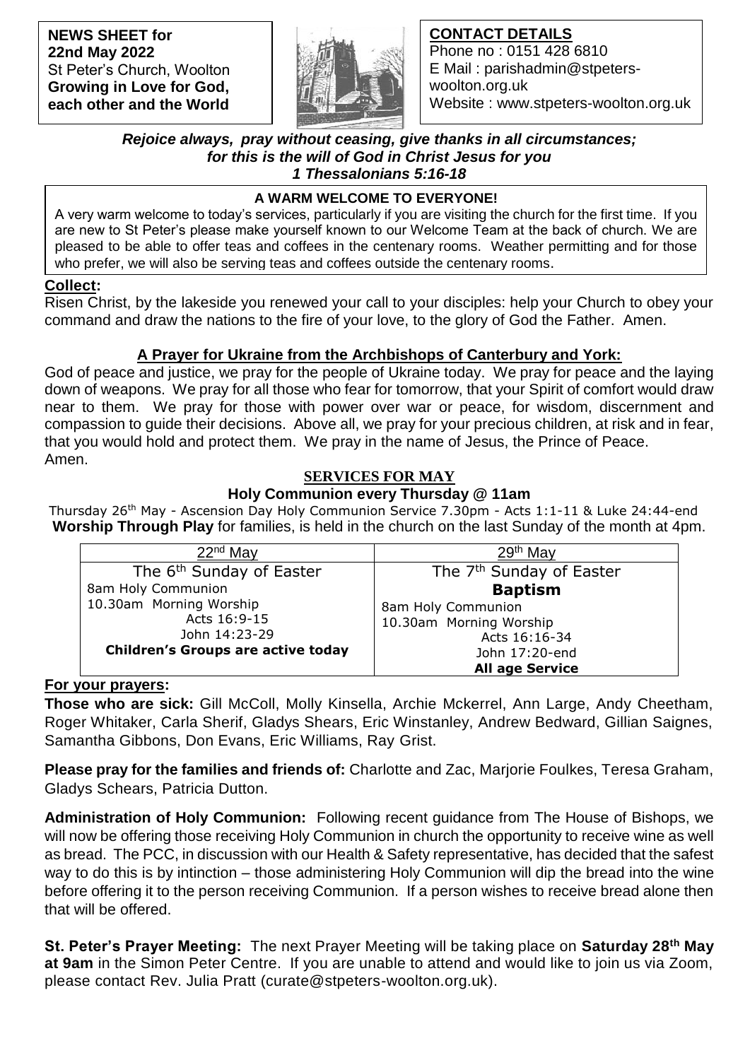**NEWS SHEET for**
**22nd May 2022**
St Peter's Church, Woolton
**Growing in Love for God, each other and the World**

**CONTACT DETAILS**
Phone no : 0151 428 6810
E Mail : parishadmin@stpeters-woolton.org.uk
Website : www.stpeters-woolton.org.uk

***Rejoice always, pray without ceasing, give thanks in all circumstances; for this is the will of God in Christ Jesus for you***
***1 Thessalonians 5:16-18***

**A WARM WELCOME TO EVERYONE!**

A very warm welcome to today's services, particularly if you are visiting the church for the first time. If you are new to St Peter's please make yourself known to our Welcome Team at the back of church. We are pleased to be able to offer teas and coffees in the centenary rooms. Weather permitting and for those who prefer, we will also be serving teas and coffees outside the centenary rooms.

**Collect:**

Risen Christ, by the lakeside you renewed your call to your disciples: help your Church to obey your command and draw the nations to the fire of your love, to the glory of God the Father. Amen.

**A Prayer for Ukraine from the Archbishops of Canterbury and York:**

God of peace and justice, we pray for the people of Ukraine today. We pray for peace and the laying down of weapons. We pray for all those who fear for tomorrow, that your Spirit of comfort would draw near to them. We pray for those with power over war or peace, for wisdom, discernment and compassion to guide their decisions. Above all, we pray for your precious children, at risk and in fear, that you would hold and protect them. We pray in the name of Jesus, the Prince of Peace. Amen.

**SERVICES FOR MAY**

**Holy Communion every Thursday @ 11am**

Thursday 26th May - Ascension Day Holy Communion Service 7.30pm - Acts 1:1-11 & Luke 24:44-end

**Worship Through Play** for families, is held in the church on the last Sunday of the month at 4pm.

| 22nd May | 29th May |
|---|---|
| The 6th Sunday of Easter<br>8am Holy Communion<br>10.30am Morning Worship<br>Acts 16:9-15<br>John 14:23-29<br>**Children's Groups are active today** | The 7th Sunday of Easter<br>**Baptism**<br>8am Holy Communion<br>10.30am Morning Worship<br>Acts 16:16-34<br>John 17:20-end<br>**All age Service** |

**For your prayers:**

**Those who are sick:** Gill McColl, Molly Kinsella, Archie Mckerrel, Ann Large, Andy Cheetham, Roger Whitaker, Carla Sherif, Gladys Shears, Eric Winstanley, Andrew Bedward, Gillian Saignes, Samantha Gibbons, Don Evans, Eric Williams, Ray Grist.

**Please pray for the families and friends of:** Charlotte and Zac, Marjorie Foulkes, Teresa Graham, Gladys Schears, Patricia Dutton.

**Administration of Holy Communion:** Following recent guidance from The House of Bishops, we will now be offering those receiving Holy Communion in church the opportunity to receive wine as well as bread. The PCC, in discussion with our Health & Safety representative, has decided that the safest way to do this is by intinction – those administering Holy Communion will dip the bread into the wine before offering it to the person receiving Communion. If a person wishes to receive bread alone then that will be offered.

**St. Peter's Prayer Meeting:** The next Prayer Meeting will be taking place on **Saturday 28th May at 9am** in the Simon Peter Centre. If you are unable to attend and would like to join us via Zoom, please contact Rev. Julia Pratt (curate@stpeters-woolton.org.uk).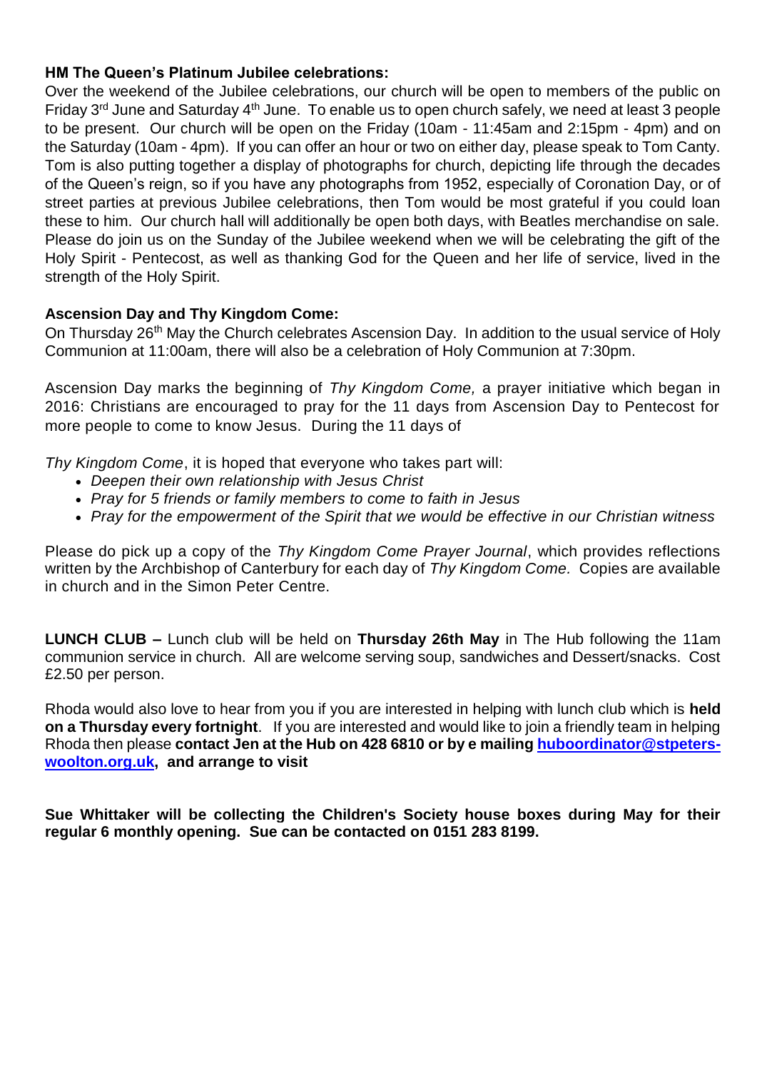**HM The Queen's Platinum Jubilee celebrations:**

Over the weekend of the Jubilee celebrations, our church will be open to members of the public on Friday 3rd June and Saturday 4th June. To enable us to open church safely, we need at least 3 people to be present. Our church will be open on the Friday (10am - 11:45am and 2:15pm - 4pm) and on the Saturday (10am - 4pm). If you can offer an hour or two on either day, please speak to Tom Canty. Tom is also putting together a display of photographs for church, depicting life through the decades of the Queen's reign, so if you have any photographs from 1952, especially of Coronation Day, or of street parties at previous Jubilee celebrations, then Tom would be most grateful if you could loan these to him. Our church hall will additionally be open both days, with Beatles merchandise on sale. Please do join us on the Sunday of the Jubilee weekend when we will be celebrating the gift of the Holy Spirit - Pentecost, as well as thanking God for the Queen and her life of service, lived in the strength of the Holy Spirit.

**Ascension Day and Thy Kingdom Come:**

On Thursday 26th May the Church celebrates Ascension Day. In addition to the usual service of Holy Communion at 11:00am, there will also be a celebration of Holy Communion at 7:30pm.

Ascension Day marks the beginning of *Thy Kingdom Come,* a prayer initiative which began in 2016: Christians are encouraged to pray for the 11 days from Ascension Day to Pentecost for more people to come to know Jesus. During the 11 days of

*Thy Kingdom Come*, it is hoped that everyone who takes part will:

- *Deepen their own relationship with Jesus Christ*
- *Pray for 5 friends or family members to come to faith in Jesus*
- *Pray for the empowerment of the Spirit that we would be effective in our Christian witness*

Please do pick up a copy of the *Thy Kingdom Come Prayer Journal*, which provides reflections written by the Archbishop of Canterbury for each day of *Thy Kingdom Come.* Copies are available in church and in the Simon Peter Centre.

**LUNCH CLUB –** Lunch club will be held on **Thursday 26th May** in The Hub following the 11am communion service in church. All are welcome serving soup, sandwiches and Dessert/snacks. Cost £2.50 per person.

Rhoda would also love to hear from you if you are interested in helping with lunch club which is **held on a Thursday every fortnight**. If you are interested and would like to join a friendly team in helping Rhoda then please **contact Jen at the Hub on 428 6810 or by e mailing huboordinator@stpeters-woolton.org.uk, and arrange to visit**

**Sue Whittaker will be collecting the Children's Society house boxes during May for their regular 6 monthly opening. Sue can be contacted on 0151 283 8199.**